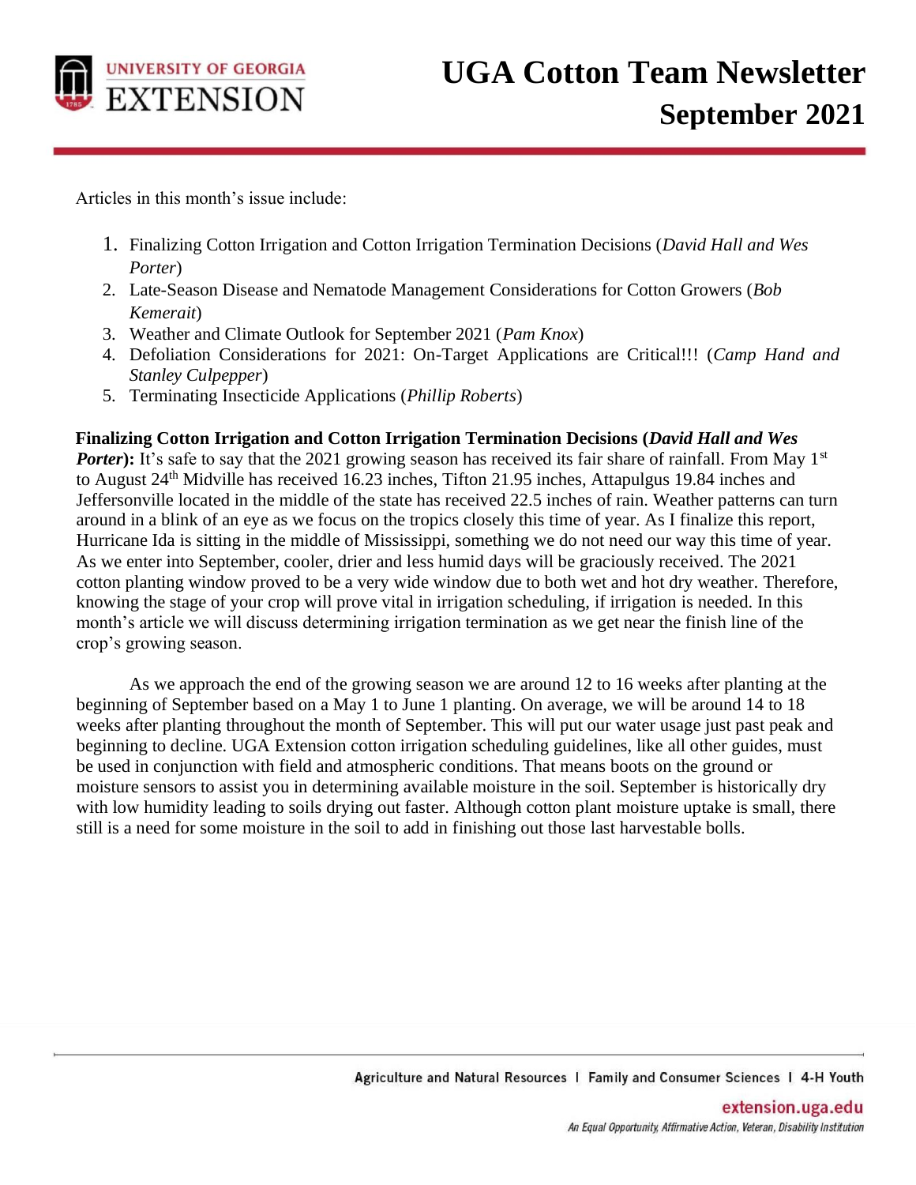# UGA Cotton Team Newsletter
## September 2021

Articles in this month's issue include:

1. Finalizing Cotton Irrigation and Cotton Irrigation Termination Decisions (*David Hall and Wes Porter*)
2. Late-Season Disease and Nematode Management Considerations for Cotton Growers (*Bob Kemerait*)
3. Weather and Climate Outlook for September 2021 (*Pam Knox*)
4. Defoliation Considerations for 2021: On-Target Applications are Critical!!! (*Camp Hand and Stanley Culpepper*)
5. Terminating Insecticide Applications (*Phillip Roberts*)

**Finalizing Cotton Irrigation and Cotton Irrigation Termination Decisions (*David Hall and Wes Porter*):** It's safe to say that the 2021 growing season has received its fair share of rainfall. From May 1st to August 24th Midville has received 16.23 inches, Tifton 21.95 inches, Attapulgus 19.84 inches and Jeffersonville located in the middle of the state has received 22.5 inches of rain. Weather patterns can turn around in a blink of an eye as we focus on the tropics closely this time of year. As I finalize this report, Hurricane Ida is sitting in the middle of Mississippi, something we do not need our way this time of year. As we enter into September, cooler, drier and less humid days will be graciously received. The 2021 cotton planting window proved to be a very wide window due to both wet and hot dry weather. Therefore, knowing the stage of your crop will prove vital in irrigation scheduling, if irrigation is needed. In this month's article we will discuss determining irrigation termination as we get near the finish line of the crop's growing season.

As we approach the end of the growing season we are around 12 to 16 weeks after planting at the beginning of September based on a May 1 to June 1 planting. On average, we will be around 14 to 18 weeks after planting throughout the month of September. This will put our water usage just past peak and beginning to decline. UGA Extension cotton irrigation scheduling guidelines, like all other guides, must be used in conjunction with field and atmospheric conditions. That means boots on the ground or moisture sensors to assist you in determining available moisture in the soil. September is historically dry with low humidity leading to soils drying out faster. Although cotton plant moisture uptake is small, there still is a need for some moisture in the soil to add in finishing out those last harvestable bolls.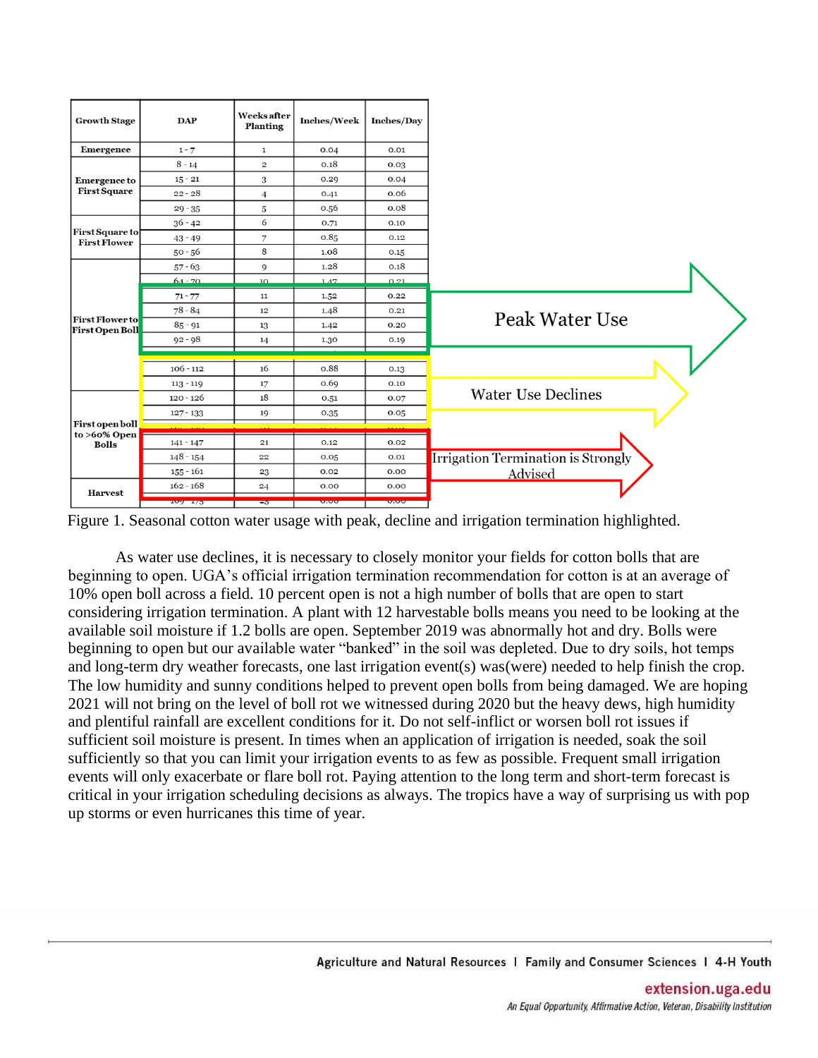| Growth Stage | DAP | Weeks after Planting | Inches/Week | Inches/Day |
|---|---|---|---|---|
| Emergence | 1 - 7 | 1 | 0.04 | 0.01 |
| Emergence to First Square | 8 - 14 | 2 | 0.18 | 0.03 |
| | 15 - 21 | 3 | 0.29 | 0.04 |
| | 22 - 28 | 4 | 0.41 | 0.06 |
| | 29 - 35 | 5 | 0.56 | 0.08 |
| First Square to First Flower | 36 - 42 | 6 | 0.71 | 0.10 |
| | 43 - 49 | 7 | 0.85 | 0.12 |
| | 50 - 56 | 8 | 1.08 | 0.15 |
| First Flower to First Open Boll | 57 - 63 | 9 | 1.28 | 0.18 |
| | 64 - 70 | 10 | 1.47 | 0.21 |
| | 71 - 77 | 11 | 1.52 | 0.22 |
| | 78 - 84 | 12 | 1.48 | 0.21 |
| | 85 - 91 | 13 | 1.42 | 0.20 |
| | 92 - 98 | 14 | 1.30 | 0.19 |
| | 106 - 112 | 16 | 0.88 | 0.13 |
| | 113 - 119 | 17 | 0.69 | 0.10 |
| First open boll to >60% Open Bolls | 120 - 126 | 18 | 0.51 | 0.07 |
| | 127 - 133 | 19 | 0.35 | 0.05 |
| | 141 - 147 | 21 | 0.12 | 0.02 |
| | 148 - 154 | 22 | 0.05 | 0.01 |
| | 155 - 161 | 23 | 0.02 | 0.00 |
| Harvest | 162 - 168 | 24 | 0.00 | 0.00 |
| | 169 - 175 | 25 | 0.00 | 0.00 |

Peak Water Use (71 - 98 DAP)

Water Use Declines (106 - 133 DAP)

Irrigation Termination is Strongly Advised (141 - 168 DAP)

Figure 1. Seasonal cotton water usage with peak, decline and irrigation termination highlighted.

As water use declines, it is necessary to closely monitor your fields for cotton bolls that are beginning to open. UGA's official irrigation termination recommendation for cotton is at an average of 10% open boll across a field. 10 percent open is not a high number of bolls that are open to start considering irrigation termination. A plant with 12 harvestable bolls means you need to be looking at the available soil moisture if 1.2 bolls are open. September 2019 was abnormally hot and dry. Bolls were beginning to open but our available water "banked" in the soil was depleted. Due to dry soils, hot temps and long-term dry weather forecasts, one last irrigation event(s) was(were) needed to help finish the crop. The low humidity and sunny conditions helped to prevent open bolls from being damaged. We are hoping 2021 will not bring on the level of boll rot we witnessed during 2020 but the heavy dews, high humidity and plentiful rainfall are excellent conditions for it. Do not self-inflict or worsen boll rot issues if sufficient soil moisture is present. In times when an application of irrigation is needed, soak the soil sufficiently so that you can limit your irrigation events to as few as possible. Frequent small irrigation events will only exacerbate or flare boll rot. Paying attention to the long term and short-term forecast is critical in your irrigation scheduling decisions as always. The tropics have a way of surprising us with pop up storms or even hurricanes this time of year.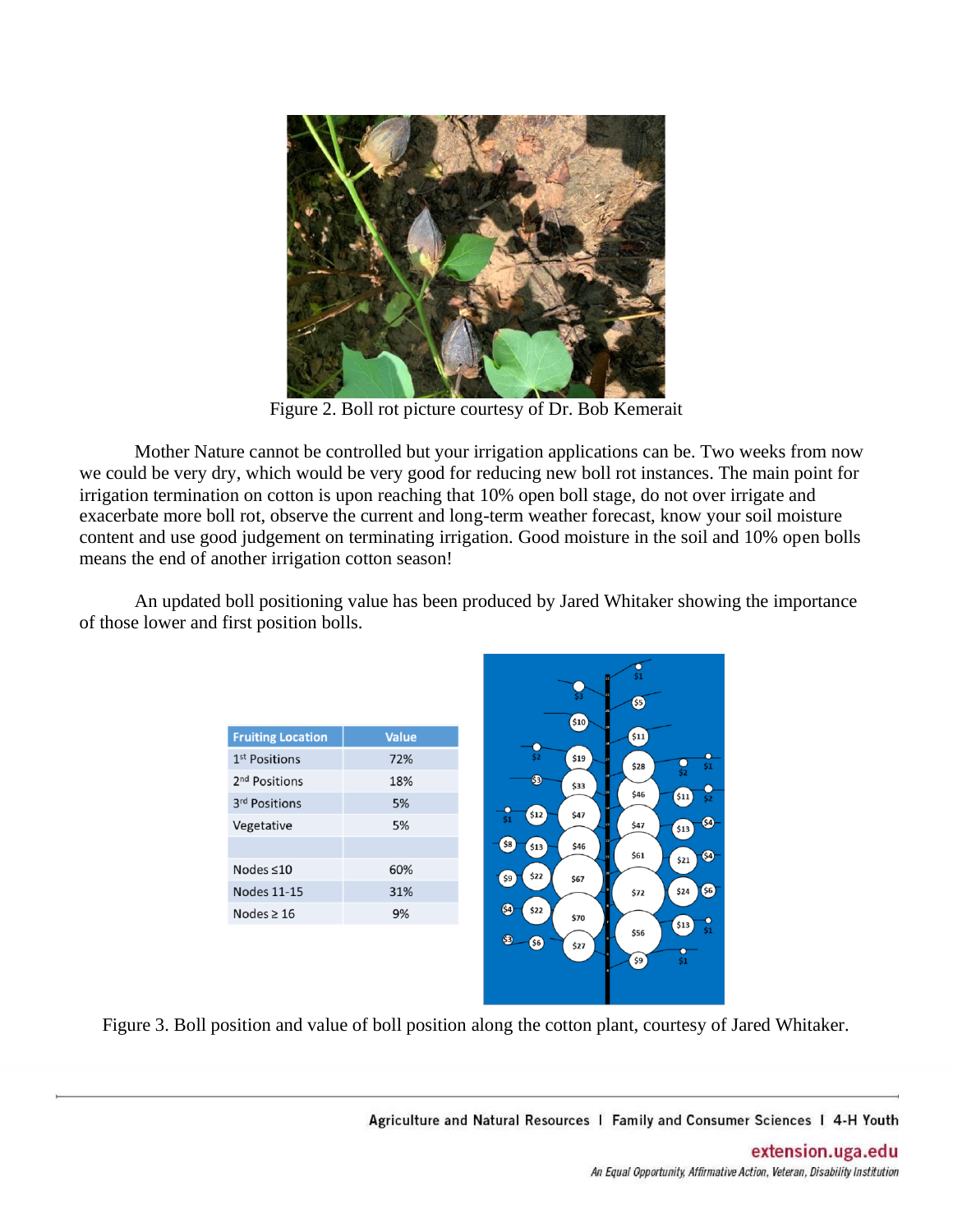Figure 2. Boll rot picture courtesy of Dr. Bob Kemerait

Mother Nature cannot be controlled but your irrigation applications can be. Two weeks from now we could be very dry, which would be very good for reducing new boll rot instances. The main point for irrigation termination on cotton is upon reaching that 10% open boll stage, do not over irrigate and exacerbate more boll rot, observe the current and long-term weather forecast, know your soil moisture content and use good judgement on terminating irrigation. Good moisture in the soil and 10% open bolls means the end of another irrigation cotton season!

An updated boll positioning value has been produced by Jared Whitaker showing the importance of those lower and first position bolls.

| Fruiting Location | Value |
|---|---|
| 1st Positions | 72% |
| 2nd Positions | 18% |
| 3rd Positions | 5% |
| Vegetative | 5% |
| | |
| Nodes ≤10 | 60% |
| Nodes 11-15 | 31% |
| Nodes ≥ 16 | 9% |

Figure 3. Boll position and value of boll position along the cotton plant, courtesy of Jared Whitaker.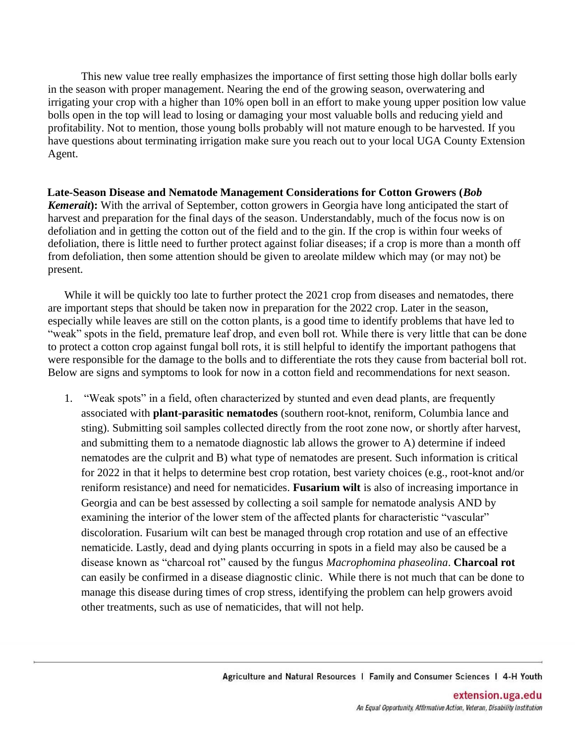This new value tree really emphasizes the importance of first setting those high dollar bolls early in the season with proper management. Nearing the end of the growing season, overwatering and irrigating your crop with a higher than 10% open boll in an effort to make young upper position low value bolls open in the top will lead to losing or damaging your most valuable bolls and reducing yield and profitability. Not to mention, those young bolls probably will not mature enough to be harvested. If you have questions about terminating irrigation make sure you reach out to your local UGA County Extension Agent.

**Late-Season Disease and Nematode Management Considerations for Cotton Growers (*Bob Kemerait*):** With the arrival of September, cotton growers in Georgia have long anticipated the start of harvest and preparation for the final days of the season. Understandably, much of the focus now is on defoliation and in getting the cotton out of the field and to the gin. If the crop is within four weeks of defoliation, there is little need to further protect against foliar diseases; if a crop is more than a month off from defoliation, then some attention should be given to areolate mildew which may (or may not) be present.

While it will be quickly too late to further protect the 2021 crop from diseases and nematodes, there are important steps that should be taken now in preparation for the 2022 crop. Later in the season, especially while leaves are still on the cotton plants, is a good time to identify problems that have led to "weak" spots in the field, premature leaf drop, and even boll rot. While there is very little that can be done to protect a cotton crop against fungal boll rots, it is still helpful to identify the important pathogens that were responsible for the damage to the bolls and to differentiate the rots they cause from bacterial boll rot. Below are signs and symptoms to look for now in a cotton field and recommendations for next season.

1. "Weak spots" in a field, often characterized by stunted and even dead plants, are frequently associated with **plant-parasitic nematodes** (southern root-knot, reniform, Columbia lance and sting). Submitting soil samples collected directly from the root zone now, or shortly after harvest, and submitting them to a nematode diagnostic lab allows the grower to A) determine if indeed nematodes are the culprit and B) what type of nematodes are present. Such information is critical for 2022 in that it helps to determine best crop rotation, best variety choices (e.g., root-knot and/or reniform resistance) and need for nematicides. **Fusarium wilt** is also of increasing importance in Georgia and can be best assessed by collecting a soil sample for nematode analysis AND by examining the interior of the lower stem of the affected plants for characteristic "vascular" discoloration. Fusarium wilt can best be managed through crop rotation and use of an effective nematicide. Lastly, dead and dying plants occurring in spots in a field may also be caused be a disease known as "charcoal rot" caused by the fungus *Macrophomina phaseolina*. **Charcoal rot** can easily be confirmed in a disease diagnostic clinic. While there is not much that can be done to manage this disease during times of crop stress, identifying the problem can help growers avoid other treatments, such as use of nematicides, that will not help.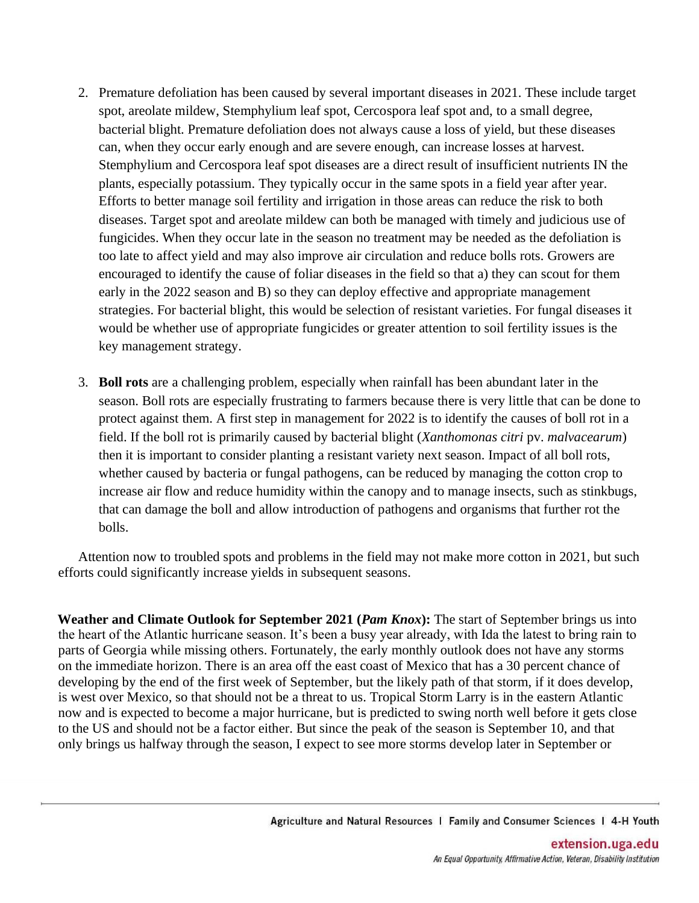2. Premature defoliation has been caused by several important diseases in 2021. These include target spot, areolate mildew, Stemphylium leaf spot, Cercospora leaf spot and, to a small degree, bacterial blight. Premature defoliation does not always cause a loss of yield, but these diseases can, when they occur early enough and are severe enough, can increase losses at harvest. Stemphylium and Cercospora leaf spot diseases are a direct result of insufficient nutrients IN the plants, especially potassium. They typically occur in the same spots in a field year after year. Efforts to better manage soil fertility and irrigation in those areas can reduce the risk to both diseases. Target spot and areolate mildew can both be managed with timely and judicious use of fungicides. When they occur late in the season no treatment may be needed as the defoliation is too late to affect yield and may also improve air circulation and reduce bolls rots. Growers are encouraged to identify the cause of foliar diseases in the field so that a) they can scout for them early in the 2022 season and B) so they can deploy effective and appropriate management strategies. For bacterial blight, this would be selection of resistant varieties. For fungal diseases it would be whether use of appropriate fungicides or greater attention to soil fertility issues is the key management strategy.

3. **Boll rots** are a challenging problem, especially when rainfall has been abundant later in the season. Boll rots are especially frustrating to farmers because there is very little that can be done to protect against them. A first step in management for 2022 is to identify the causes of boll rot in a field. If the boll rot is primarily caused by bacterial blight (*Xanthomonas citri* pv. *malvacearum*) then it is important to consider planting a resistant variety next season. Impact of all boll rots, whether caused by bacteria or fungal pathogens, can be reduced by managing the cotton crop to increase air flow and reduce humidity within the canopy and to manage insects, such as stinkbugs, that can damage the boll and allow introduction of pathogens and organisms that further rot the bolls.

Attention now to troubled spots and problems in the field may not make more cotton in 2021, but such efforts could significantly increase yields in subsequent seasons.

**Weather and Climate Outlook for September 2021 (*Pam Knox*):** The start of September brings us into the heart of the Atlantic hurricane season. It's been a busy year already, with Ida the latest to bring rain to parts of Georgia while missing others. Fortunately, the early monthly outlook does not have any storms on the immediate horizon. There is an area off the east coast of Mexico that has a 30 percent chance of developing by the end of the first week of September, but the likely path of that storm, if it does develop, is west over Mexico, so that should not be a threat to us. Tropical Storm Larry is in the eastern Atlantic now and is expected to become a major hurricane, but is predicted to swing north well before it gets close to the US and should not be a factor either. But since the peak of the season is September 10, and that only brings us halfway through the season, I expect to see more storms develop later in September or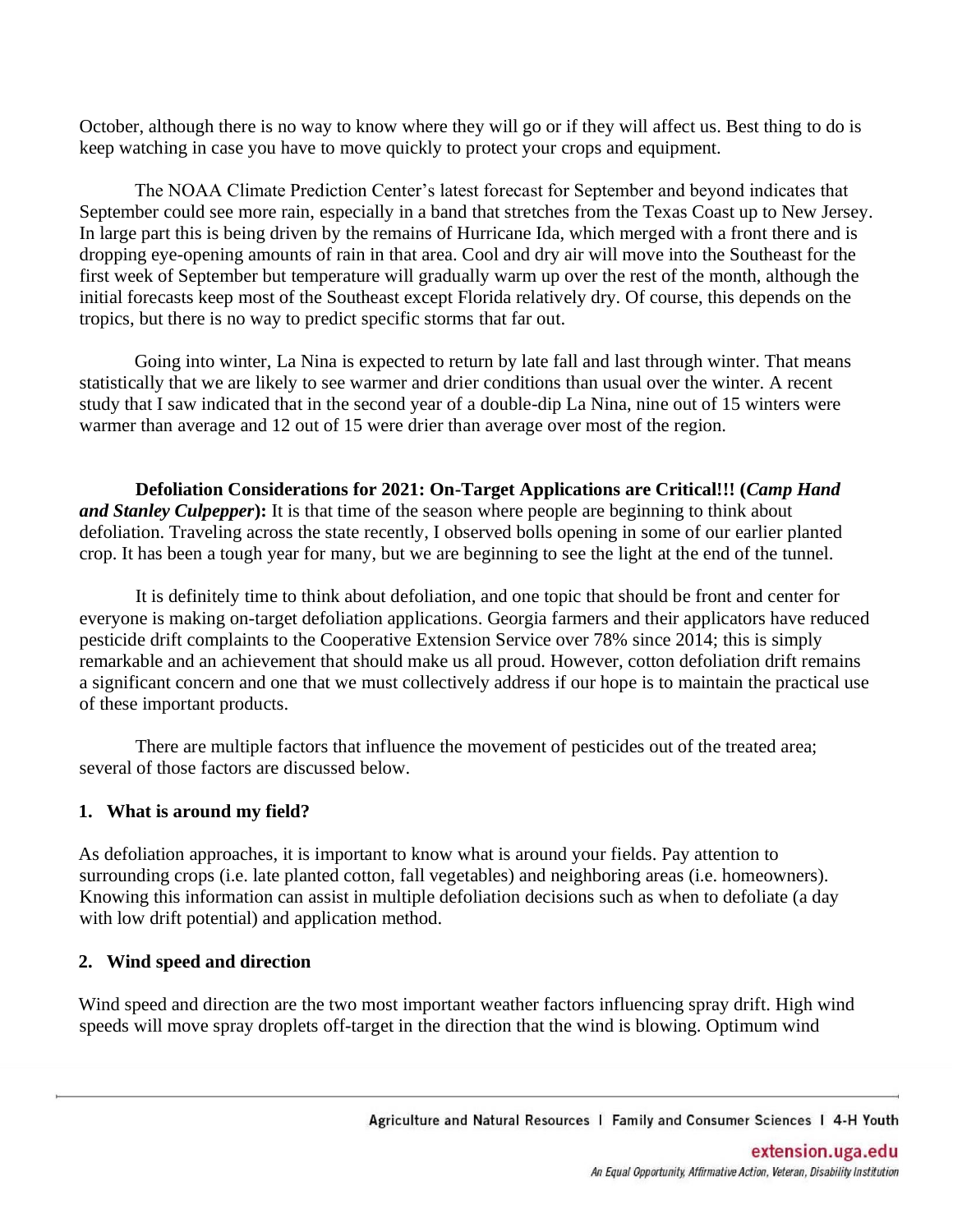October, although there is no way to know where they will go or if they will affect us. Best thing to do is keep watching in case you have to move quickly to protect your crops and equipment.

The NOAA Climate Prediction Center's latest forecast for September and beyond indicates that September could see more rain, especially in a band that stretches from the Texas Coast up to New Jersey. In large part this is being driven by the remains of Hurricane Ida, which merged with a front there and is dropping eye-opening amounts of rain in that area. Cool and dry air will move into the Southeast for the first week of September but temperature will gradually warm up over the rest of the month, although the initial forecasts keep most of the Southeast except Florida relatively dry. Of course, this depends on the tropics, but there is no way to predict specific storms that far out.

Going into winter, La Nina is expected to return by late fall and last through winter. That means statistically that we are likely to see warmer and drier conditions than usual over the winter. A recent study that I saw indicated that in the second year of a double-dip La Nina, nine out of 15 winters were warmer than average and 12 out of 15 were drier than average over most of the region.

**Defoliation Considerations for 2021: On-Target Applications are Critical!!! (*Camp Hand and Stanley Culpepper*):** It is that time of the season where people are beginning to think about defoliation. Traveling across the state recently, I observed bolls opening in some of our earlier planted crop. It has been a tough year for many, but we are beginning to see the light at the end of the tunnel.

It is definitely time to think about defoliation, and one topic that should be front and center for everyone is making on-target defoliation applications. Georgia farmers and their applicators have reduced pesticide drift complaints to the Cooperative Extension Service over 78% since 2014; this is simply remarkable and an achievement that should make us all proud. However, cotton defoliation drift remains a significant concern and one that we must collectively address if our hope is to maintain the practical use of these important products.

There are multiple factors that influence the movement of pesticides out of the treated area; several of those factors are discussed below.

**1. What is around my field?**

As defoliation approaches, it is important to know what is around your fields. Pay attention to surrounding crops (i.e. late planted cotton, fall vegetables) and neighboring areas (i.e. homeowners). Knowing this information can assist in multiple defoliation decisions such as when to defoliate (a day with low drift potential) and application method.

**2. Wind speed and direction**

Wind speed and direction are the two most important weather factors influencing spray drift. High wind speeds will move spray droplets off-target in the direction that the wind is blowing. Optimum wind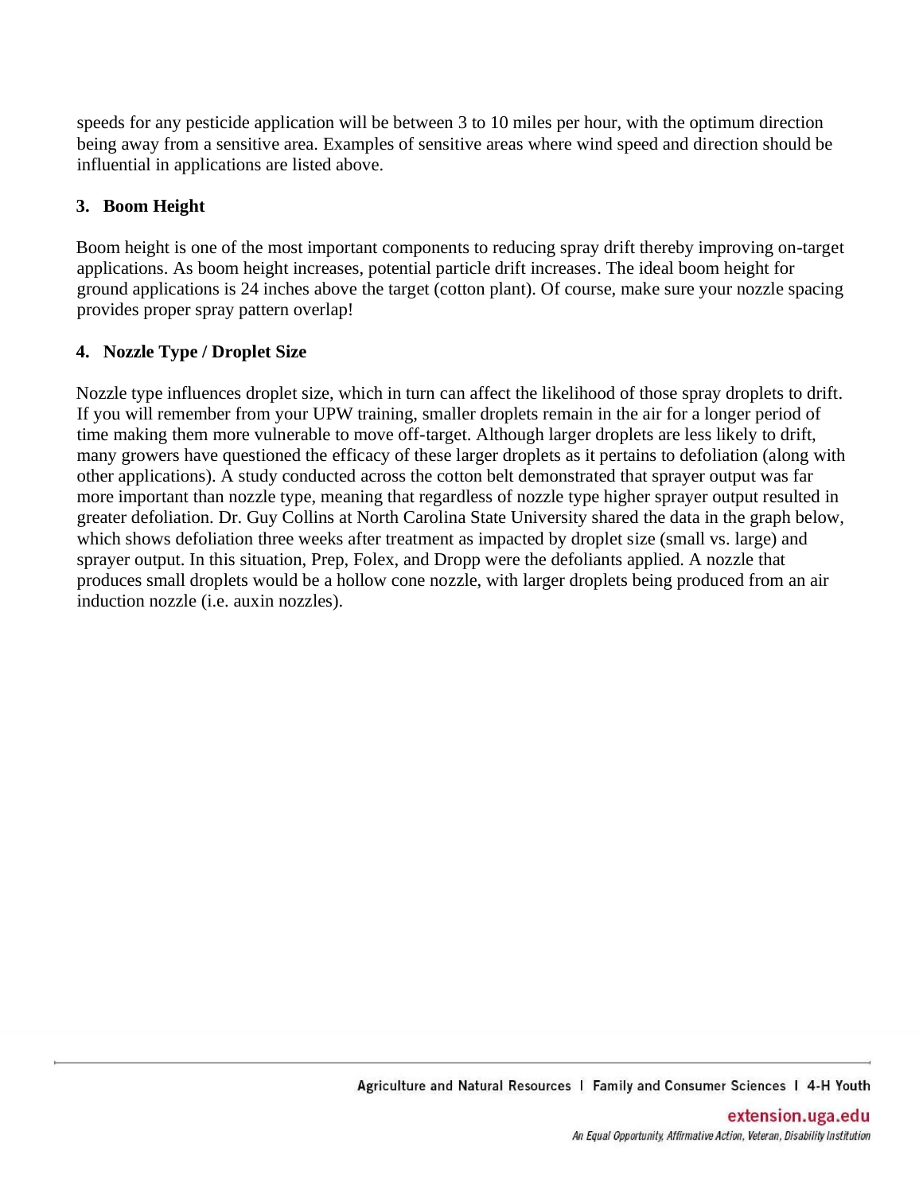speeds for any pesticide application will be between 3 to 10 miles per hour, with the optimum direction being away from a sensitive area. Examples of sensitive areas where wind speed and direction should be influential in applications are listed above.

### 3. Boom Height

Boom height is one of the most important components to reducing spray drift thereby improving on-target applications. As boom height increases, potential particle drift increases. The ideal boom height for ground applications is 24 inches above the target (cotton plant). Of course, make sure your nozzle spacing provides proper spray pattern overlap!

### 4. Nozzle Type / Droplet Size

Nozzle type influences droplet size, which in turn can affect the likelihood of those spray droplets to drift. If you will remember from your UPW training, smaller droplets remain in the air for a longer period of time making them more vulnerable to move off-target. Although larger droplets are less likely to drift, many growers have questioned the efficacy of these larger droplets as it pertains to defoliation (along with other applications). A study conducted across the cotton belt demonstrated that sprayer output was far more important than nozzle type, meaning that regardless of nozzle type higher sprayer output resulted in greater defoliation. Dr. Guy Collins at North Carolina State University shared the data in the graph below, which shows defoliation three weeks after treatment as impacted by droplet size (small vs. large) and sprayer output. In this situation, Prep, Folex, and Dropp were the defoliants applied. A nozzle that produces small droplets would be a hollow cone nozzle, with larger droplets being produced from an air induction nozzle (i.e. auxin nozzles).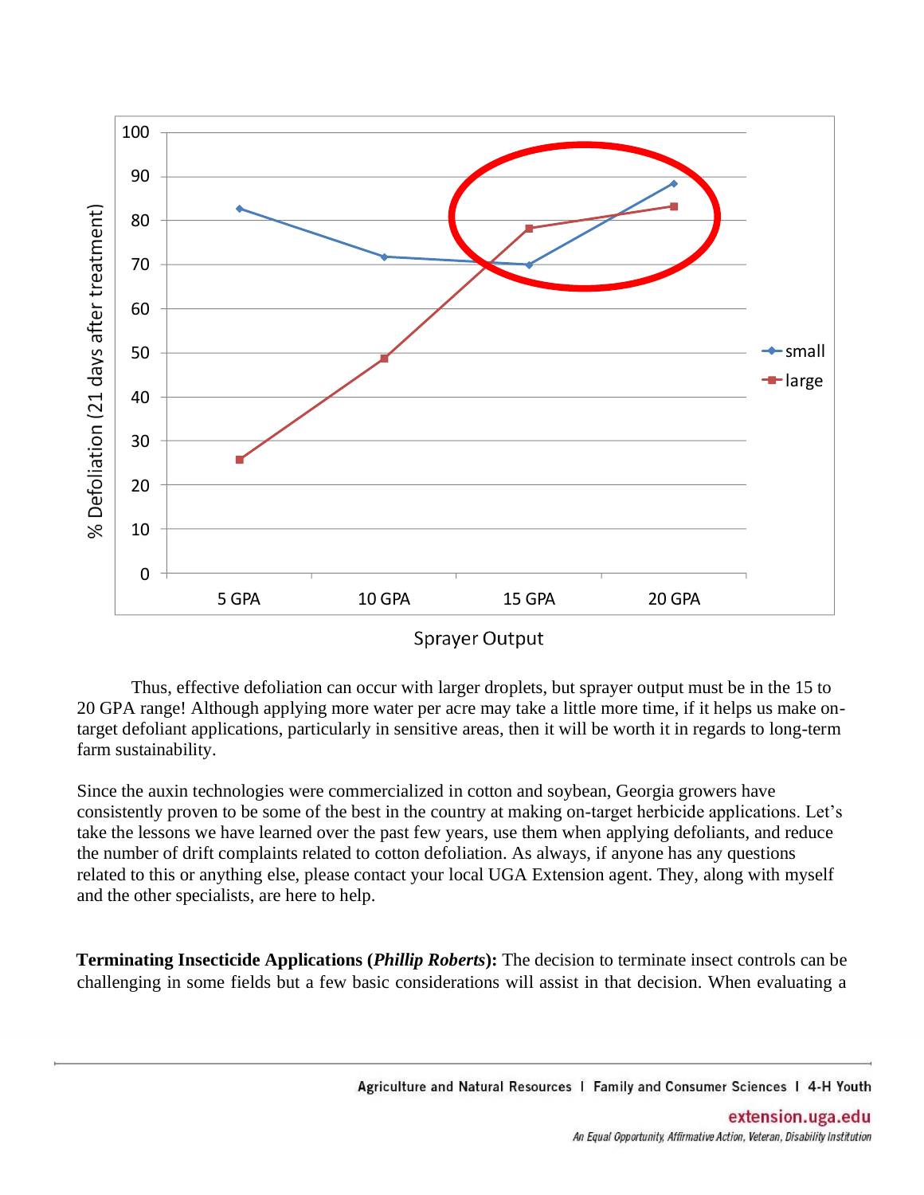Thus, effective defoliation can occur with larger droplets, but sprayer output must be in the 15 to 20 GPA range! Although applying more water per acre may take a little more time, if it helps us make on-target defoliant applications, particularly in sensitive areas, then it will be worth it in regards to long-term farm sustainability.

Since the auxin technologies were commercialized in cotton and soybean, Georgia growers have consistently proven to be some of the best in the country at making on-target herbicide applications. Let's take the lessons we have learned over the past few years, use them when applying defoliants, and reduce the number of drift complaints related to cotton defoliation. As always, if anyone has any questions related to this or anything else, please contact your local UGA Extension agent. They, along with myself and the other specialists, are here to help.

**Terminating Insecticide Applications (*Phillip Roberts*):** The decision to terminate insect controls can be challenging in some fields but a few basic considerations will assist in that decision. When evaluating a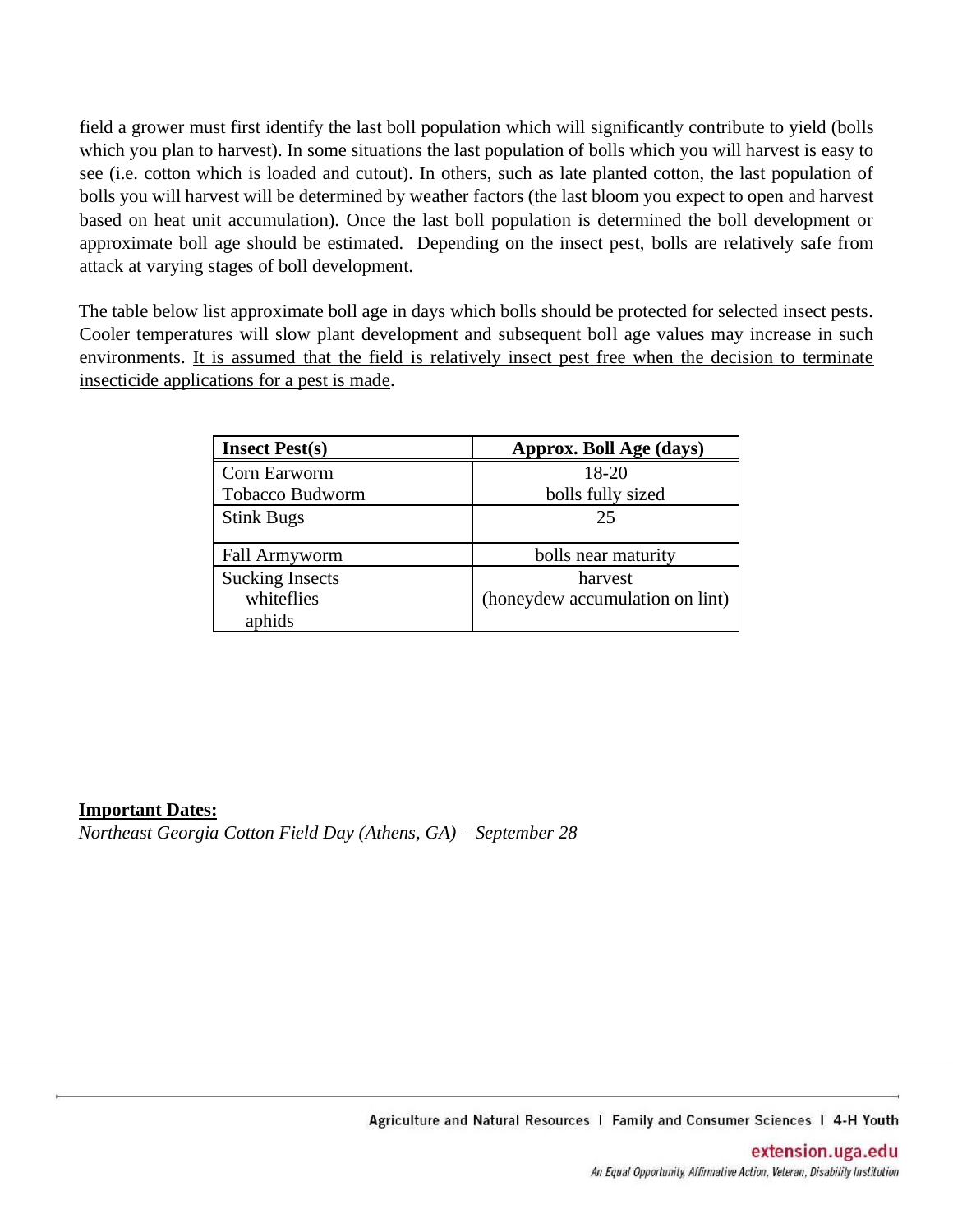field a grower must first identify the last boll population which will significantly contribute to yield (bolls which you plan to harvest). In some situations the last population of bolls which you will harvest is easy to see (i.e. cotton which is loaded and cutout). In others, such as late planted cotton, the last population of bolls you will harvest will be determined by weather factors (the last bloom you expect to open and harvest based on heat unit accumulation). Once the last boll population is determined the boll development or approximate boll age should be estimated. Depending on the insect pest, bolls are relatively safe from attack at varying stages of boll development.

The table below list approximate boll age in days which bolls should be protected for selected insect pests. Cooler temperatures will slow plant development and subsequent boll age values may increase in such environments. It is assumed that the field is relatively insect pest free when the decision to terminate insecticide applications for a pest is made.

| Insect Pest(s) | Approx. Boll Age (days) |
|---|---|
| Corn Earworm<br>Tobacco Budworm | 18-20<br>bolls fully sized |
| Stink Bugs | 25 |
| Fall Armyworm | bolls near maturity |
| Sucking Insects<br>whiteflies<br>aphids | harvest<br>(honeydew accumulation on lint) |

**Important Dates:**

*Northeast Georgia Cotton Field Day (Athens, GA) – September 28*